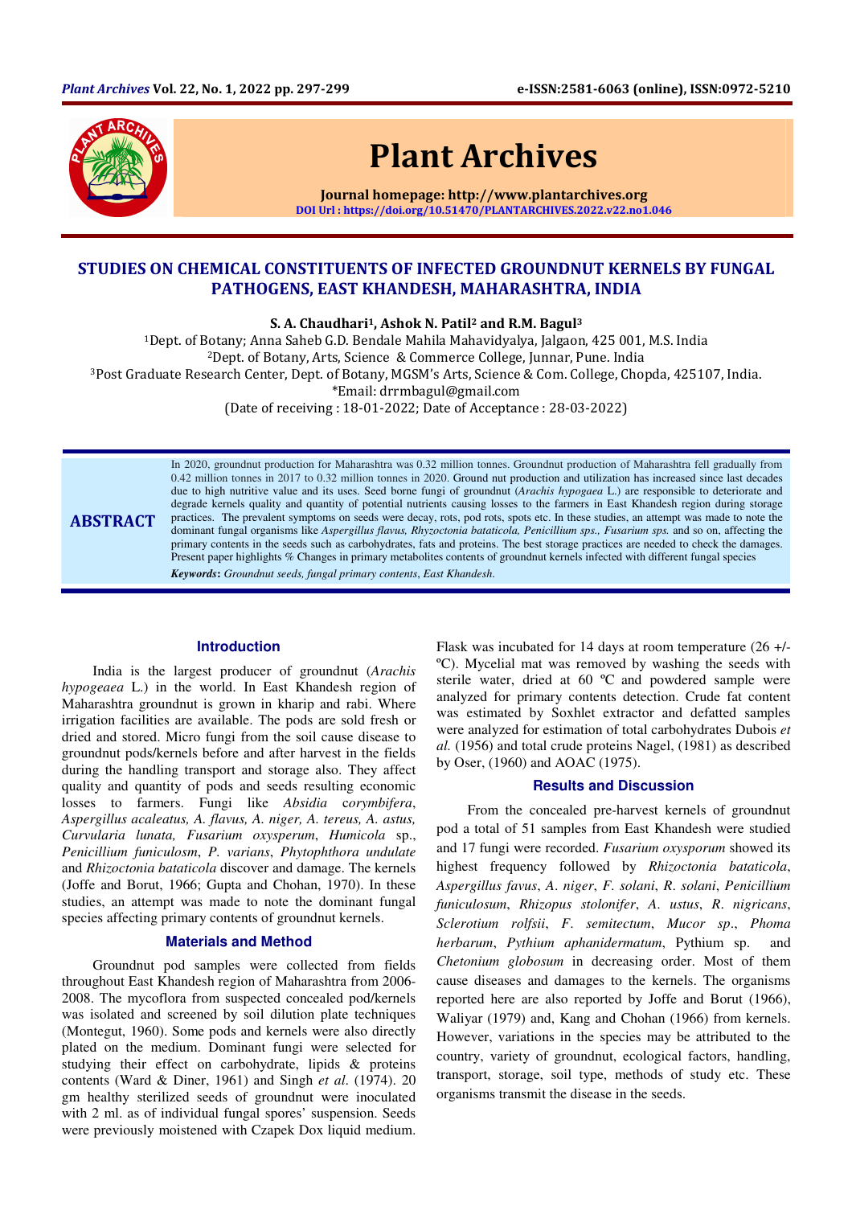# STUDIES ON CHEMICAL CONSTITUENTS OF INFECTED GROUNDNUT KERNELS BY FUNGAL PATHOGENS, EAST KHANDESH, MAHARASHTRA, INDIA

**S. A. Chaudhari[1], Ashok N. Patil[2] and R.M. Bagul[3]**

[1]Dept. of Botany; Anna Saheb G.D. Bendale Mahila Mahavidyalya, Jalgaon, 425 001, M.S. India
[2]Dept. of Botany, Arts, Science & Commerce College, Junnar, Pune. India
[3]Post Graduate Research Center, Dept. of Botany, MGSM's Arts, Science & Com. College, Chopda, 425107, India.
*Email: drrmbagul@gmail.com
(Date of receiving : 18-01-2022; Date of Acceptance : 28-03-2022)

## ABSTRACT

In 2020, groundnut production for Maharashtra was 0.32 million tonnes. Groundnut production of Maharashtra fell gradually from 0.42 million tonnes in 2017 to 0.32 million tonnes in 2020. Ground nut production and utilization has increased since last decades due to high nutritive value and its uses. Seed borne fungi of groundnut (*Arachis hypogaea* L.) are responsible to deteriorate and degrade kernels quality and quantity of potential nutrients causing losses to the farmers in East Khandesh region during storage practices. The prevalent symptoms on seeds were decay, rots, pod rots, spots etc. In these studies, an attempt was made to note the dominant fungal organisms like *Aspergillus flavus, Rhyzoctonia bataticola, Penicillium sps., Fusarium sps.* and so on, affecting the primary contents in the seeds such as carbohydrates, fats and proteins. The best storage practices are needed to check the damages. Present paper highlights % Changes in primary metabolites contents of groundnut kernels infected with different fungal species

***Keywords*:** *Groundnut seeds, fungal primary contents, East Khandesh.*

## Introduction

India is the largest producer of groundnut (*Arachis hypogeaea* L.) in the world. In East Khandesh region of Maharashtra groundnut is grown in kharip and rabi. Where irrigation facilities are available. The pods are sold fresh or dried and stored. Micro fungi from the soil cause disease to groundnut pods/kernels before and after harvest in the fields during the handling transport and storage also. They affect quality and quantity of pods and seeds resulting economic losses to farmers. Fungi like *Absidia corymbifera*, *Aspergillus acaleatus, A. flavus, A. niger, A. tereus, A. astus, Curvularia lunata, Fusarium oxysperum, Humicola* sp., *Penicillium funiculosm*, *P. varians*, *Phytophthora undulate* and *Rhizoctonia bataticola* discover and damage. The kernels (Joffe and Borut, 1966; Gupta and Chohan, 1970). In these studies, an attempt was made to note the dominant fungal species affecting primary contents of groundnut kernels.

## Materials and Method

Groundnut pod samples were collected from fields throughout East Khandesh region of Maharashtra from 2006-2008. The mycoflora from suspected concealed pod/kernels was isolated and screened by soil dilution plate techniques (Montegut, 1960). Some pods and kernels were also directly plated on the medium. Dominant fungi were selected for studying their effect on carbohydrate, lipids & proteins contents (Ward & Diner, 1961) and Singh *et al*. (1974). 20 gm healthy sterilized seeds of groundnut were inoculated with 2 ml. as of individual fungal spores' suspension. Seeds were previously moistened with Czapek Dox liquid medium. Flask was incubated for 14 days at room temperature (26 +/- ºC). Mycelial mat was removed by washing the seeds with sterile water, dried at 60 ºC and powdered sample were analyzed for primary contents detection. Crude fat content was estimated by Soxhlet extractor and defatted samples were analyzed for estimation of total carbohydrates Dubois *et al.* (1956) and total crude proteins Nagel, (1981) as described by Oser, (1960) and AOAC (1975).

## Results and Discussion

From the concealed pre-harvest kernels of groundnut pod a total of 51 samples from East Khandesh were studied and 17 fungi were recorded. *Fusarium oxysporum* showed its highest frequency followed by *Rhizoctonia bataticola*, *Aspergillus favus*, *A. niger*, *F. solani*, *R. solani*, *Penicillium funiculosum*, *Rhizopus stolonifer*, *A. ustus*, *R. nigricans*, *Sclerotium rolfsii*, *F. semitectum*, *Mucor sp*., *Phoma herbarum*, *Pythium aphanidermatum*, Pythium sp. and *Chetonium globosum* in decreasing order. Most of them cause diseases and damages to the kernels. The organisms reported here are also reported by Joffe and Borut (1966), Waliyar (1979) and, Kang and Chohan (1966) from kernels. However, variations in the species may be attributed to the country, variety of groundnut, ecological factors, handling, transport, storage, soil type, methods of study etc. These organisms transmit the disease in the seeds.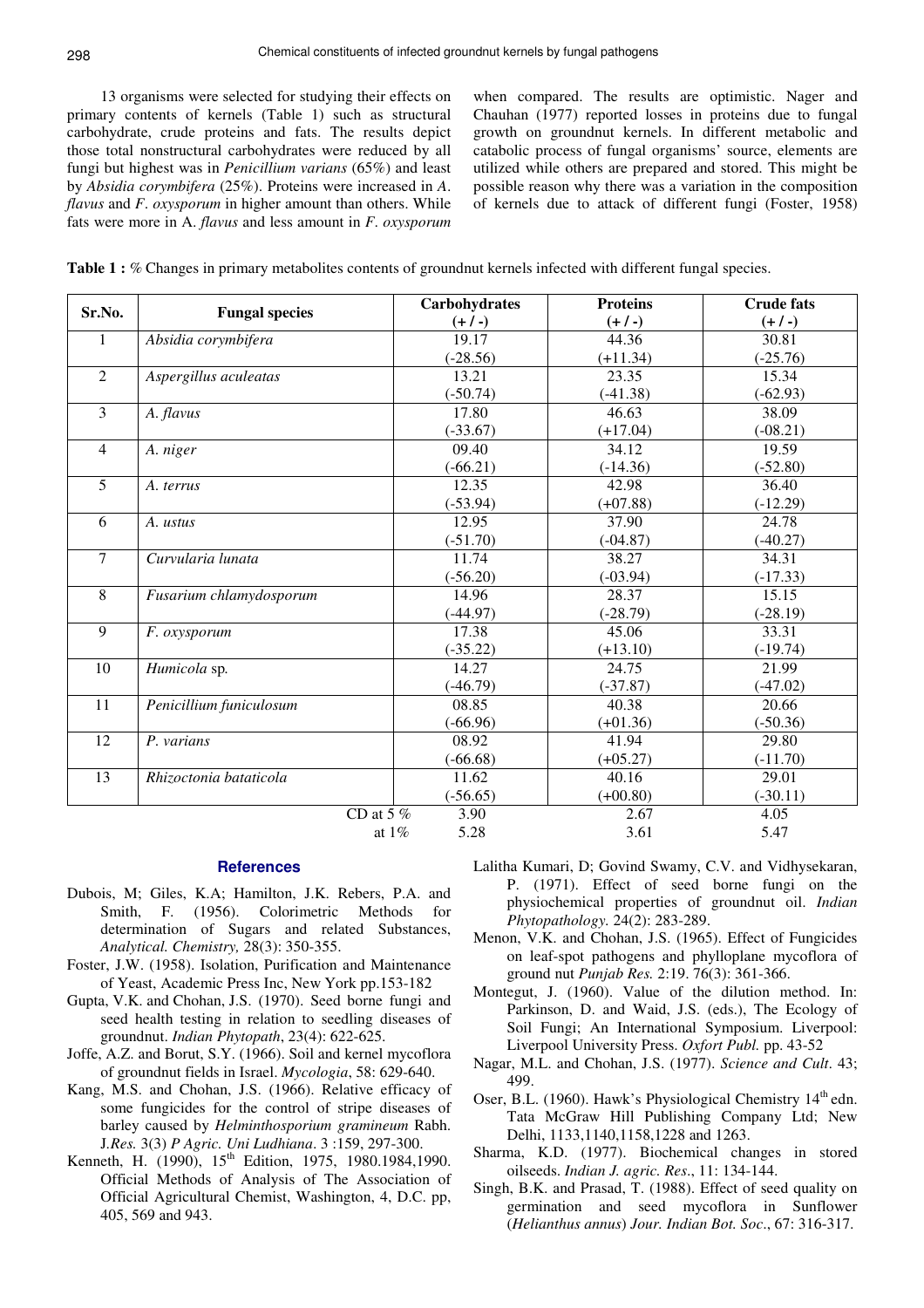13 organisms were selected for studying their effects on primary contents of kernels (Table 1) such as structural carbohydrate, crude proteins and fats. The results depict those total nonstructural carbohydrates were reduced by all fungi but highest was in *Penicillium varians* (65%) and least by *Absidia corymbifera* (25%). Proteins were increased in *A. flavus* and *F. oxysporum* in higher amount than others. While fats were more in A. *flavus* and less amount in *F. oxysporum* when compared. The results are optimistic. Nager and Chauhan (1977) reported losses in proteins due to fungal growth on groundnut kernels. In different metabolic and catabolic process of fungal organisms' source, elements are utilized while others are prepared and stored. This might be possible reason why there was a variation in the composition of kernels due to attack of different fungi (Foster, 1958)

**Table 1 :** % Changes in primary metabolites contents of groundnut kernels infected with different fungal species.

| Sr.No. | Fungal species | Carbohydrates (+ / -) | Proteins (+ / -) | Crude fats (+ / -) |
|---|---|---|---|---|
| 1 | *Absidia corymbifera* | 19.17 (-28.56) | 44.36 (+11.34) | 30.81 (-25.76) |
| 2 | *Aspergillus aculeatas* | 13.21 (-50.74) | 23.35 (-41.38) | 15.34 (-62.93) |
| 3 | *A. flavus* | 17.80 (-33.67) | 46.63 (+17.04) | 38.09 (-08.21) |
| 4 | *A. niger* | 09.40 (-66.21) | 34.12 (-14.36) | 19.59 (-52.80) |
| 5 | *A. terrus* | 12.35 (-53.94) | 42.98 (+07.88) | 36.40 (-12.29) |
| 6 | *A. ustus* | 12.95 (-51.70) | 37.90 (-04.87) | 24.78 (-40.27) |
| 7 | *Curvularia lunata* | 11.74 (-56.20) | 38.27 (-03.94) | 34.31 (-17.33) |
| 8 | *Fusarium chlamydosporum* | 14.96 (-44.97) | 28.37 (-28.79) | 15.15 (-28.19) |
| 9 | *F. oxysporum* | 17.38 (-35.22) | 45.06 (+13.10) | 33.31 (-19.74) |
| 10 | *Humicola* sp. | 14.27 (-46.79) | 24.75 (-37.87) | 21.99 (-47.02) |
| 11 | *Penicillium funiculosum* | 08.85 (-66.96) | 40.38 (+01.36) | 20.66 (-50.36) |
| 12 | *P. varians* | 08.92 (-66.68) | 41.94 (+05.27) | 29.80 (-11.70) |
| 13 | *Rhizoctonia bataticola* | 11.62 (-56.65) | 40.16 (+00.80) | 29.01 (-30.11) |
| | CD at 5 % | 3.90 | 2.67 | 4.05 |
| | at 1% | 5.28 | 3.61 | 5.47 |

## References

Dubois, M; Giles, K.A; Hamilton, J.K. Rebers, P.A. and Smith, F. (1956). Colorimetric Methods for determination of Sugars and related Substances, *Analytical. Chemistry,* 28(3): 350-355.

Foster, J.W. (1958). Isolation, Purification and Maintenance of Yeast, Academic Press Inc, New York pp.153-182

Gupta, V.K. and Chohan, J.S. (1970). Seed borne fungi and seed health testing in relation to seedling diseases of groundnut. *Indian Phytopath*, 23(4): 622-625.

Joffe, A.Z. and Borut, S.Y. (1966). Soil and kernel mycoflora of groundnut fields in Israel. *Mycologia*, 58: 629-640.

Kang, M.S. and Chohan, J.S. (1966). Relative efficacy of some fungicides for the control of stripe diseases of barley caused by *Helminthosporium gramineum* Rabh. J.*Res.* 3(3) *P Agric. Uni Ludhiana*. 3 :159, 297-300.

Kenneth, H. (1990), 15th Edition, 1975, 1980.1984,1990. Official Methods of Analysis of The Association of Official Agricultural Chemist, Washington, 4, D.C. pp, 405, 569 and 943.

Lalitha Kumari, D; Govind Swamy, C.V. and Vidhysekaran, P. (1971). Effect of seed borne fungi on the physiochemical properties of groundnut oil. *Indian Phytopathology.* 24(2): 283-289.

Menon, V.K. and Chohan, J.S. (1965). Effect of Fungicides on leaf-spot pathogens and phylloplane mycoflora of ground nut *Punjab Res.* 2:19. 76(3): 361-366.

Montegut, J. (1960). Value of the dilution method. In: Parkinson, D. and Waid, J.S. (eds.), The Ecology of Soil Fungi; An International Symposium. Liverpool: Liverpool University Press. *Oxford Publ.* pp. 43-52

Nagar, M.L. and Chohan, J.S. (1977). *Science and Cult*. 43; 499.

Oser, B.L. (1960). Hawk's Physiological Chemistry 14th edn. Tata McGraw Hill Publishing Company Ltd; New Delhi, 1133,1140,1158,1228 and 1263.

Sharma, K.D. (1977). Biochemical changes in stored oilseeds. *Indian J. agric. Res*., 11: 134-144.

Singh, B.K. and Prasad, T. (1988). Effect of seed quality on germination and seed mycoflora in Sunflower (*Helianthus annus*) *Jour. Indian Bot. Soc*., 67: 316-317.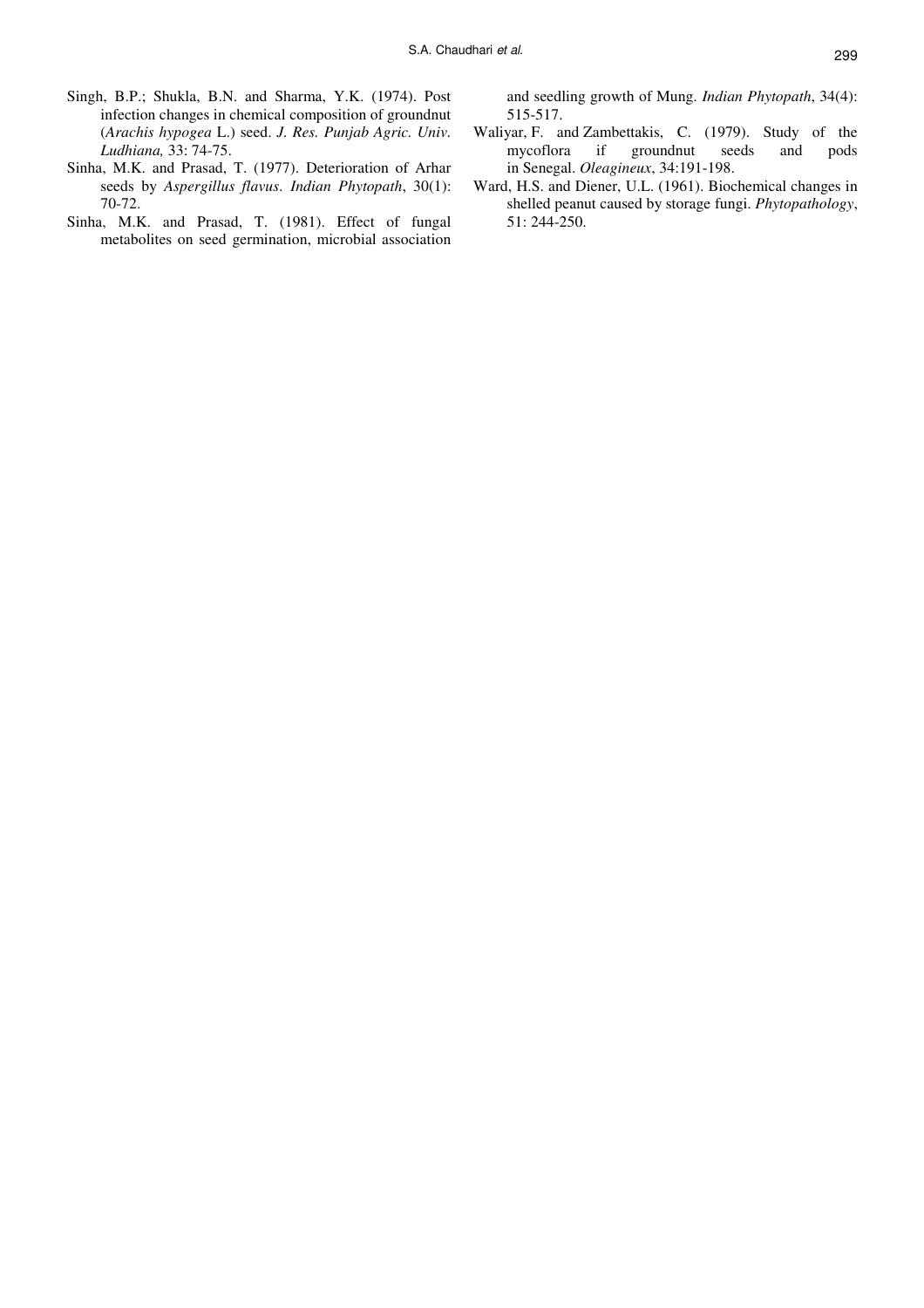Singh, B.P.; Shukla, B.N. and Sharma, Y.K. (1974). Post infection changes in chemical composition of groundnut (*Arachis hypogea* L.) seed. *J. Res. Punjab Agric. Univ. Ludhiana,* 33: 74-75.

Sinha, M.K. and Prasad, T. (1977). Deterioration of Arhar seeds by *Aspergillus flavus*. *Indian Phytopath*, 30(1): 70-72.

Sinha, M.K. and Prasad, T. (1981). Effect of fungal metabolites on seed germination, microbial association and seedling growth of Mung. *Indian Phytopath*, 34(4): 515-517.

Waliyar, F. and Zambettakis, C. (1979). Study of the mycoflora if groundnut seeds and pods in Senegal. *Oleagineux*, 34:191-198.

Ward, H.S. and Diener, U.L. (1961). Biochemical changes in shelled peanut caused by storage fungi. *Phytopathology*, 51: 244-250.